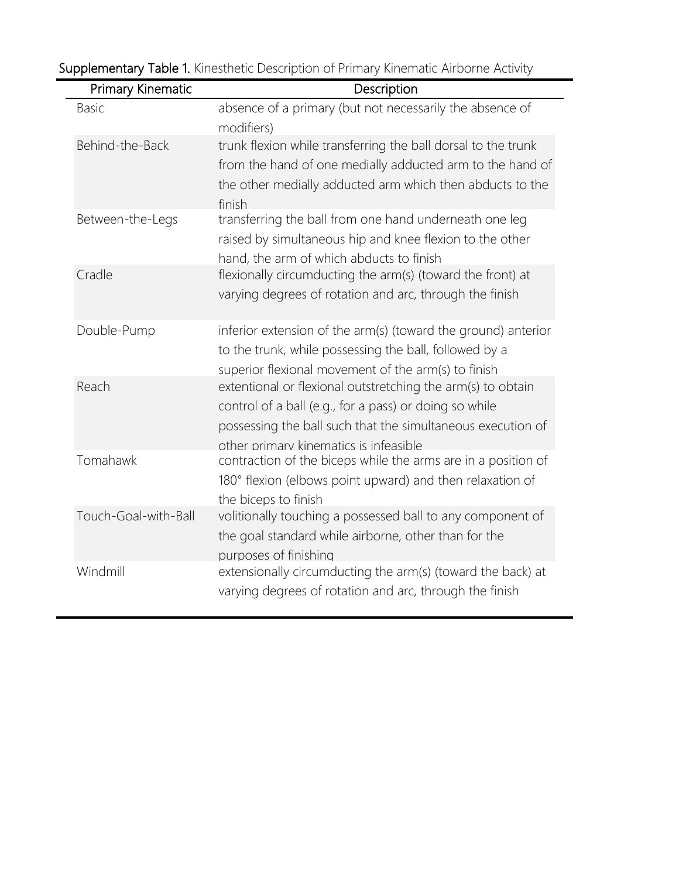**Supplementary Table 1.** Kinesthetic Description of Primary Kinematic Airborne Activity

| Primary Kinematic | Description |
| --- | --- |
| Basic | absence of a primary (but not necessarily the absence of modifiers) |
| Behind-the-Back | trunk flexion while transferring the ball dorsal to the trunk from the hand of one medially adducted arm to the hand of the other medially adducted arm which then abducts to the finish |
| Between-the-Legs | transferring the ball from one hand underneath one leg raised by simultaneous hip and knee flexion to the other hand, the arm of which abducts to finish |
| Cradle | flexionally circumducting the arm(s) (toward the front) at varying degrees of rotation and arc, through the finish |
| Double-Pump | inferior extension of the arm(s) (toward the ground) anterior to the trunk, while possessing the ball, followed by a superior flexional movement of the arm(s) to finish |
| Reach | extentional or flexional outstretching the arm(s) to obtain control of a ball (e.g., for a pass) or doing so while possessing the ball such that the simultaneous execution of other primary kinematics is infeasible |
| Tomahawk | contraction of the biceps while the arms are in a position of 180° flexion (elbows point upward) and then relaxation of the biceps to finish |
| Touch-Goal-with-Ball | volitionally touching a possessed ball to any component of the goal standard while airborne, other than for the purposes of finishing |
| Windmill | extensionally circumducting the arm(s) (toward the back) at varying degrees of rotation and arc, through the finish |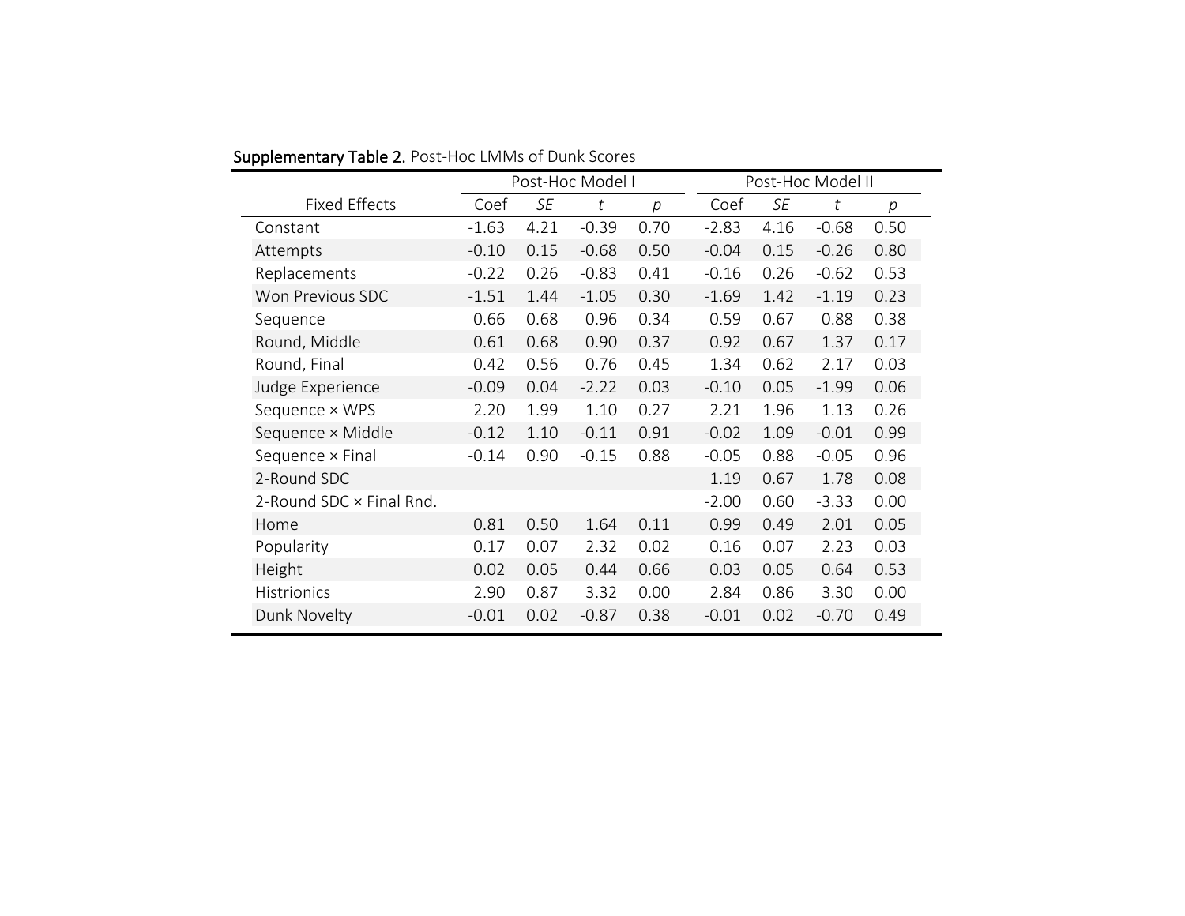**Supplementary Table 2.** Post-Hoc LMMs of Dunk Scores

| | Post-Hoc Model I | | | | Post-Hoc Model II | | | |
|---|---|---|---|---|---|---|---|---|
| Fixed Effects | Coef | *SE* | *t* | *p* | Coef | *SE* | *t* | *p* |
| Constant | -1.63 | 4.21 | -0.39 | 0.70 | -2.83 | 4.16 | -0.68 | 0.50 |
| Attempts | -0.10 | 0.15 | -0.68 | 0.50 | -0.04 | 0.15 | -0.26 | 0.80 |
| Replacements | -0.22 | 0.26 | -0.83 | 0.41 | -0.16 | 0.26 | -0.62 | 0.53 |
| Won Previous SDC | -1.51 | 1.44 | -1.05 | 0.30 | -1.69 | 1.42 | -1.19 | 0.23 |
| Sequence | 0.66 | 0.68 | 0.96 | 0.34 | 0.59 | 0.67 | 0.88 | 0.38 |
| Round, Middle | 0.61 | 0.68 | 0.90 | 0.37 | 0.92 | 0.67 | 1.37 | 0.17 |
| Round, Final | 0.42 | 0.56 | 0.76 | 0.45 | 1.34 | 0.62 | 2.17 | 0.03 |
| Judge Experience | -0.09 | 0.04 | -2.22 | 0.03 | -0.10 | 0.05 | -1.99 | 0.06 |
| Sequence × WPS | 2.20 | 1.99 | 1.10 | 0.27 | 2.21 | 1.96 | 1.13 | 0.26 |
| Sequence × Middle | -0.12 | 1.10 | -0.11 | 0.91 | -0.02 | 1.09 | -0.01 | 0.99 |
| Sequence × Final | -0.14 | 0.90 | -0.15 | 0.88 | -0.05 | 0.88 | -0.05 | 0.96 |
| 2-Round SDC | | | | | 1.19 | 0.67 | 1.78 | 0.08 |
| 2-Round SDC × Final Rnd. | | | | | -2.00 | 0.60 | -3.33 | 0.00 |
| Home | 0.81 | 0.50 | 1.64 | 0.11 | 0.99 | 0.49 | 2.01 | 0.05 |
| Popularity | 0.17 | 0.07 | 2.32 | 0.02 | 0.16 | 0.07 | 2.23 | 0.03 |
| Height | 0.02 | 0.05 | 0.44 | 0.66 | 0.03 | 0.05 | 0.64 | 0.53 |
| Histrionics | 2.90 | 0.87 | 3.32 | 0.00 | 2.84 | 0.86 | 3.30 | 0.00 |
| Dunk Novelty | -0.01 | 0.02 | -0.87 | 0.38 | -0.01 | 0.02 | -0.70 | 0.49 |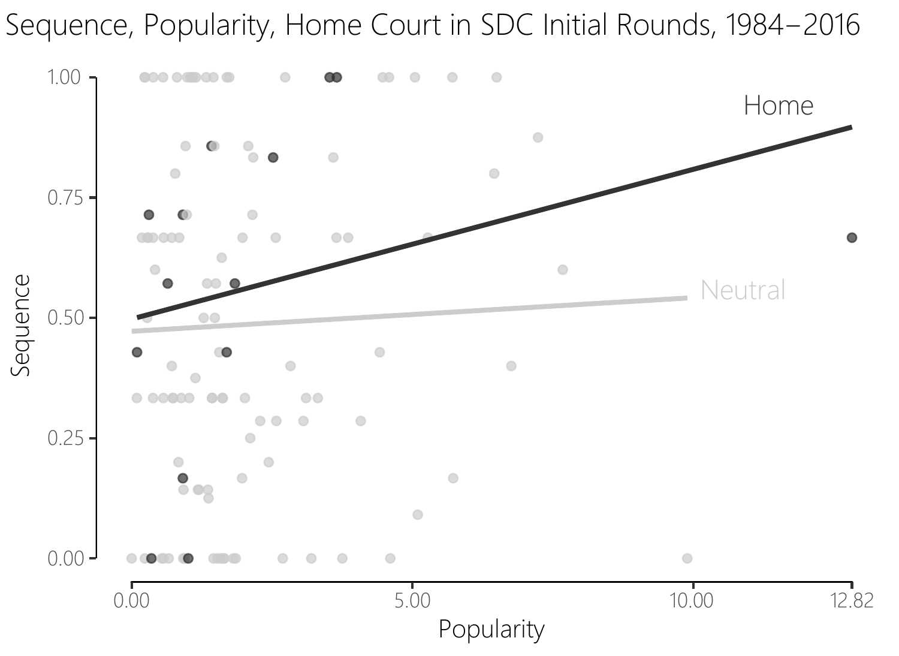Sequence, Popularity, Home Court in SDC Initial Rounds, 1984−2016

Home

Neutral

Sequence

1.00

0.75

0.50

0.25

0.00

Popularity

0.00

5.00

10.00

12.82